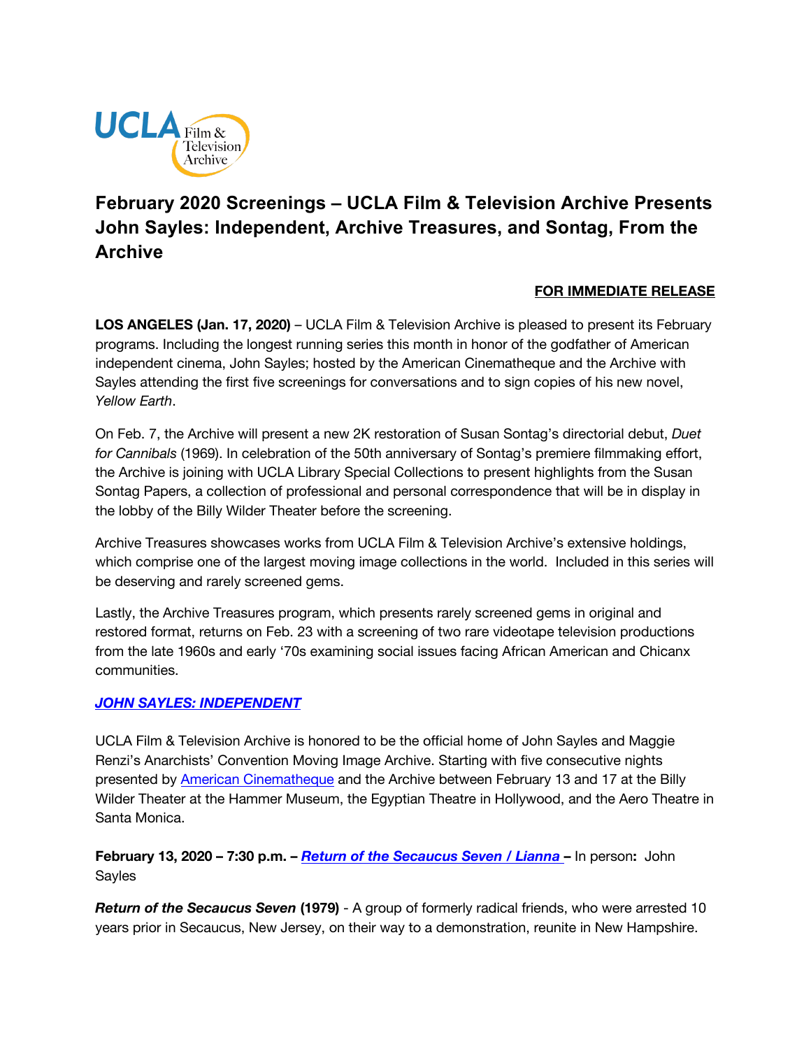# February 2020 Screenings – UCLA Film & Television Archive Presents John Sayles: Independent, Archive Treasures, and Sontag, From the Archive

**FOR IMMEDIATE RELEASE**

**LOS ANGELES (Jan. 17, 2020)** – UCLA Film & Television Archive is pleased to present its February programs. Including the longest running series this month in honor of the godfather of American independent cinema, John Sayles; hosted by the American Cinematheque and the Archive with Sayles attending the first five screenings for conversations and to sign copies of his new novel, *Yellow Earth*.

On Feb. 7, the Archive will present a new 2K restoration of Susan Sontag's directorial debut, *Duet for Cannibals* (1969). In celebration of the 50th anniversary of Sontag's premiere filmmaking effort, the Archive is joining with UCLA Library Special Collections to present highlights from the Susan Sontag Papers, a collection of professional and personal correspondence that will be in display in the lobby of the Billy Wilder Theater before the screening.

Archive Treasures showcases works from UCLA Film & Television Archive's extensive holdings, which comprise one of the largest moving image collections in the world. Included in this series will be deserving and rarely screened gems.

Lastly, the Archive Treasures program, which presents rarely screened gems in original and restored format, returns on Feb. 23 with a screening of two rare videotape television productions from the late 1960s and early '70s examining social issues facing African American and Chicanx communities.

***JOHN SAYLES: INDEPENDENT***

UCLA Film & Television Archive is honored to be the official home of John Sayles and Maggie Renzi's Anarchists' Convention Moving Image Archive. Starting with five consecutive nights presented by American Cinematheque and the Archive between February 13 and 17 at the Billy Wilder Theater at the Hammer Museum, the Egyptian Theatre in Hollywood, and the Aero Theatre in Santa Monica.

**February 13, 2020 – 7:30 p.m. – *Return of the Secaucus Seven / Lianna* –** In person**:** John Sayles

***Return of the Secaucus Seven* (1979)** - A group of formerly radical friends, who were arrested 10 years prior in Secaucus, New Jersey, on their way to a demonstration, reunite in New Hampshire.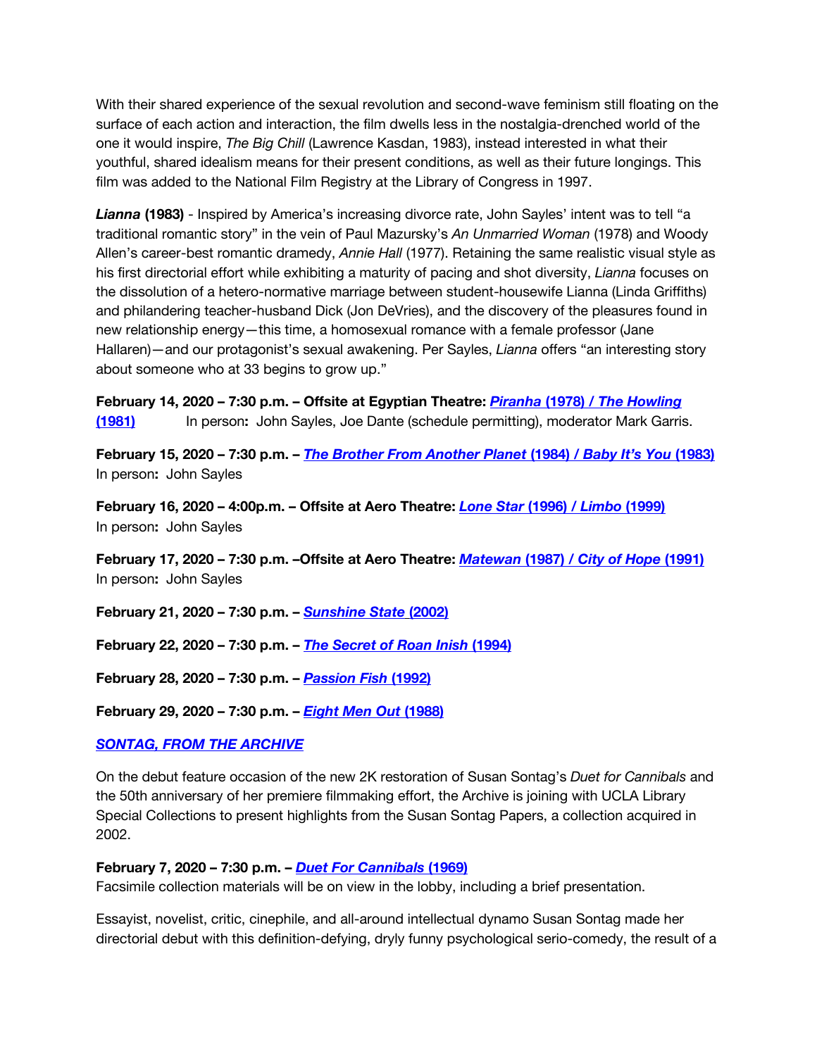With their shared experience of the sexual revolution and second-wave feminism still floating on the surface of each action and interaction, the film dwells less in the nostalgia-drenched world of the one it would inspire, *The Big Chill* (Lawrence Kasdan, 1983), instead interested in what their youthful, shared idealism means for their present conditions, as well as their future longings. This film was added to the National Film Registry at the Library of Congress in 1997.

***Lianna* (1983)** - Inspired by America's increasing divorce rate, John Sayles' intent was to tell "a traditional romantic story" in the vein of Paul Mazursky's *An Unmarried Woman* (1978) and Woody Allen's career-best romantic dramedy, *Annie Hall* (1977). Retaining the same realistic visual style as his first directorial effort while exhibiting a maturity of pacing and shot diversity, *Lianna* focuses on the dissolution of a hetero-normative marriage between student-housewife Lianna (Linda Griffiths) and philandering teacher-husband Dick (Jon DeVries), and the discovery of the pleasures found in new relationship energy—this time, a homosexual romance with a female professor (Jane Hallaren)—and our protagonist's sexual awakening. Per Sayles, *Lianna* offers "an interesting story about someone who at 33 begins to grow up."

**February 14, 2020 – 7:30 p.m. – Offsite at Egyptian Theatre: *Piranha* (1978) / *The Howling* (1981)** In person**:** John Sayles, Joe Dante (schedule permitting), moderator Mark Garris.

**February 15, 2020 – 7:30 p.m. – *The Brother From Another Planet* (1984) / *Baby It's You* (1983)**
In person**:** John Sayles

**February 16, 2020 – 4:00p.m. – Offsite at Aero Theatre: *Lone Star* (1996) / *Limbo* (1999)**
In person**:** John Sayles

**February 17, 2020 – 7:30 p.m. –Offsite at Aero Theatre: *Matewan* (1987) / *City of Hope* (1991)**
In person**:** John Sayles

**February 21, 2020 – 7:30 p.m. – *Sunshine State* (2002)**

**February 22, 2020 – 7:30 p.m. – *The Secret of Roan Inish* (1994)**

**February 28, 2020 – 7:30 p.m. – *Passion Fish* (1992)**

**February 29, 2020 – 7:30 p.m. – *Eight Men Out* (1988)**

## *SONTAG, FROM THE ARCHIVE*

On the debut feature occasion of the new 2K restoration of Susan Sontag's *Duet for Cannibals* and the 50th anniversary of her premiere filmmaking effort, the Archive is joining with UCLA Library Special Collections to present highlights from the Susan Sontag Papers, a collection acquired in 2002.

**February 7, 2020 – 7:30 p.m. – *Duet For Cannibals* (1969)**
Facsimile collection materials will be on view in the lobby, including a brief presentation.

Essayist, novelist, critic, cinephile, and all-around intellectual dynamo Susan Sontag made her directorial debut with this definition-defying, dryly funny psychological serio-comedy, the result of a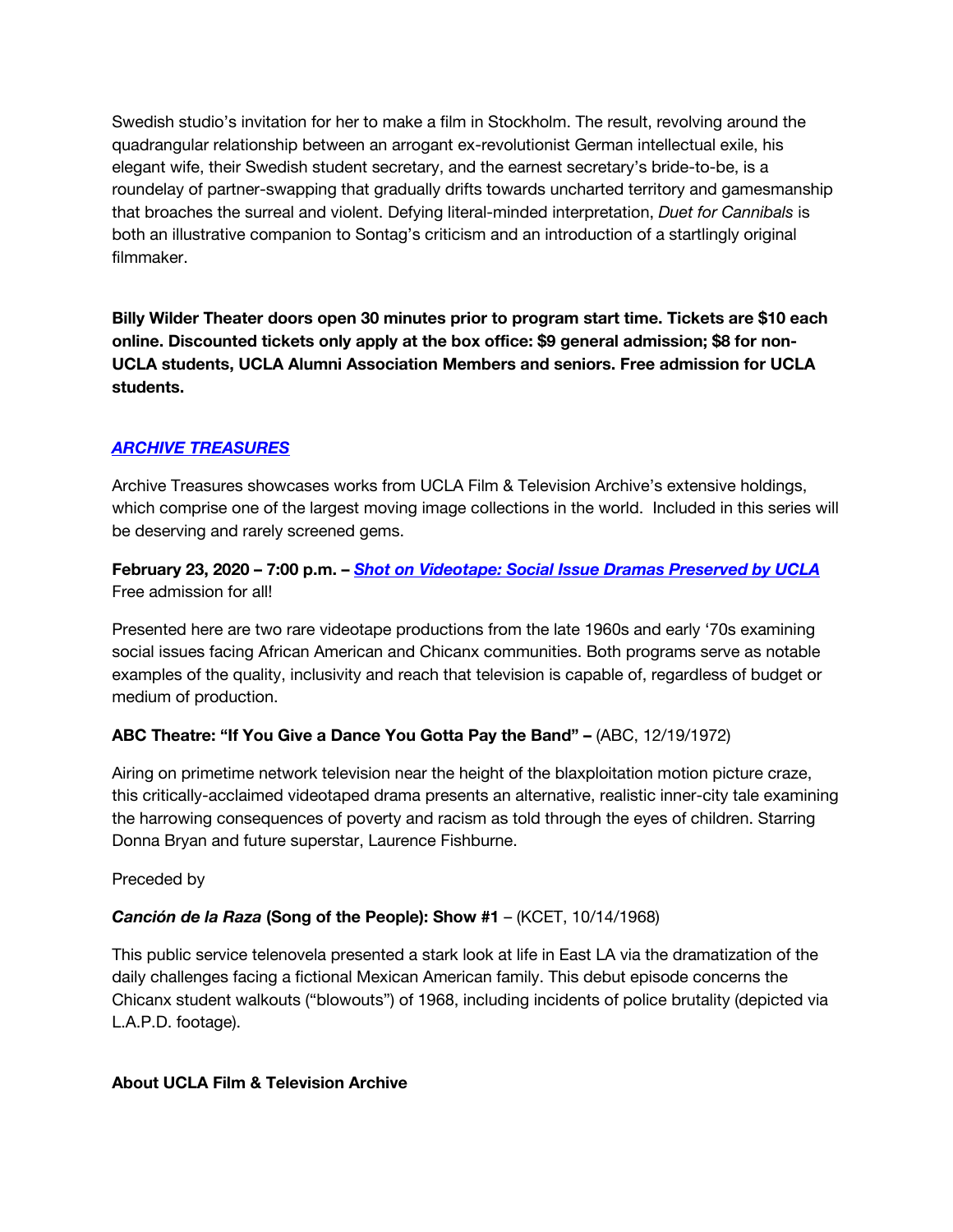Swedish studio's invitation for her to make a film in Stockholm. The result, revolving around the quadrangular relationship between an arrogant ex-revolutionist German intellectual exile, his elegant wife, their Swedish student secretary, and the earnest secretary's bride-to-be, is a roundelay of partner-swapping that gradually drifts towards uncharted territory and gamesmanship that broaches the surreal and violent. Defying literal-minded interpretation, *Duet for Cannibals* is both an illustrative companion to Sontag's criticism and an introduction of a startlingly original filmmaker.

**Billy Wilder Theater doors open 30 minutes prior to program start time. Tickets are $10 each online. Discounted tickets only apply at the box office: $9 general admission; $8 for non-UCLA students, UCLA Alumni Association Members and seniors. Free admission for UCLA students.**

### ***ARCHIVE TREASURES***

Archive Treasures showcases works from UCLA Film & Television Archive's extensive holdings, which comprise one of the largest moving image collections in the world. Included in this series will be deserving and rarely screened gems.

**February 23, 2020 – 7:00 p.m. – *Shot on Videotape: Social Issue Dramas Preserved by UCLA***
Free admission for all!

Presented here are two rare videotape productions from the late 1960s and early '70s examining social issues facing African American and Chicanx communities. Both programs serve as notable examples of the quality, inclusivity and reach that television is capable of, regardless of budget or medium of production.

**ABC Theatre: "If You Give a Dance You Gotta Pay the Band" –** (ABC, 12/19/1972)

Airing on primetime network television near the height of the blaxploitation motion picture craze, this critically-acclaimed videotaped drama presents an alternative, realistic inner-city tale examining the harrowing consequences of poverty and racism as told through the eyes of children. Starring Donna Bryan and future superstar, Laurence Fishburne.

Preceded by

***Canción de la Raza* (Song of the People): Show #1** – (KCET, 10/14/1968)

This public service telenovela presented a stark look at life in East LA via the dramatization of the daily challenges facing a fictional Mexican American family. This debut episode concerns the Chicanx student walkouts ("blowouts") of 1968, including incidents of police brutality (depicted via L.A.P.D. footage).

**About UCLA Film & Television Archive**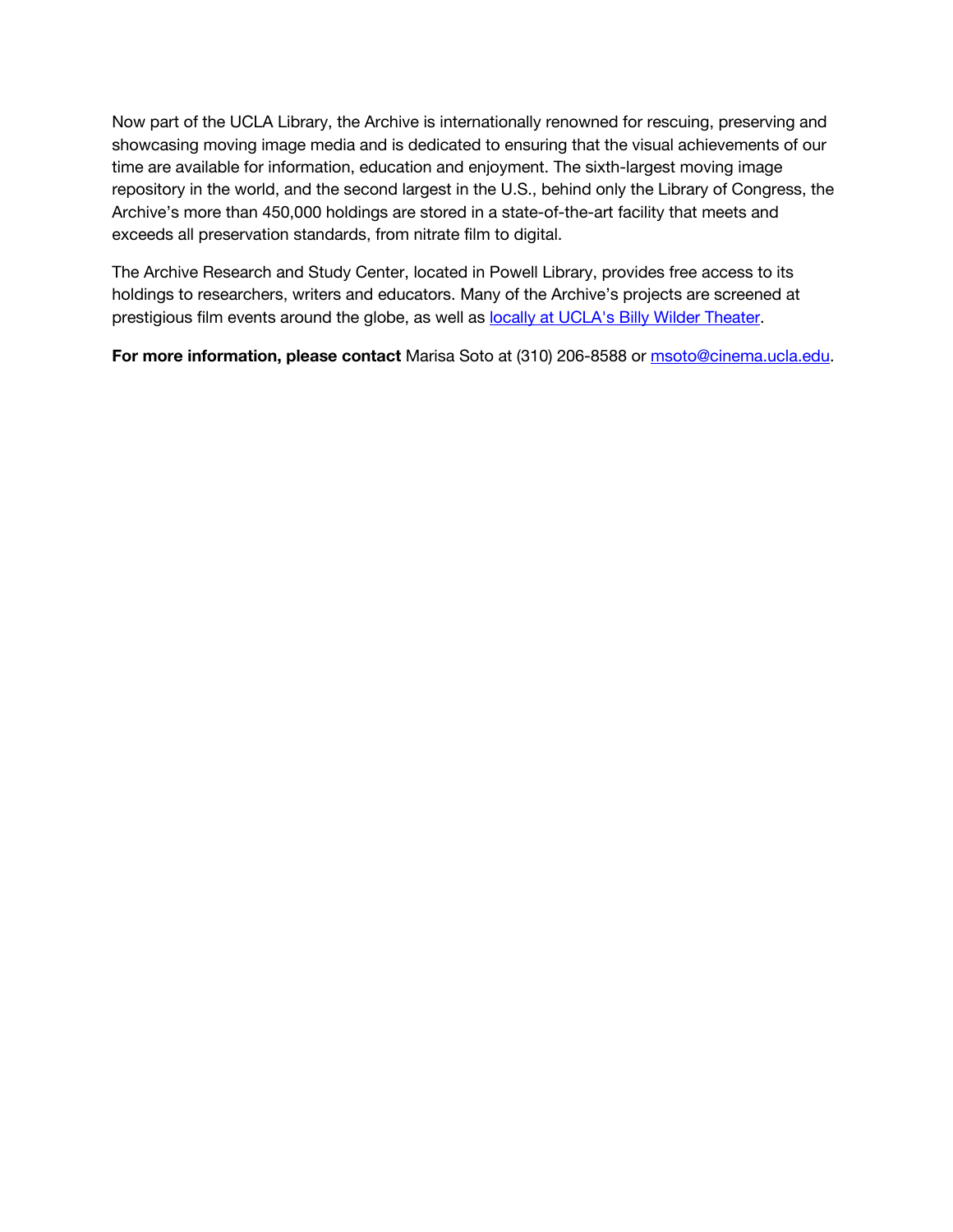Now part of the UCLA Library, the Archive is internationally renowned for rescuing, preserving and showcasing moving image media and is dedicated to ensuring that the visual achievements of our time are available for information, education and enjoyment. The sixth-largest moving image repository in the world, and the second largest in the U.S., behind only the Library of Congress, the Archive's more than 450,000 holdings are stored in a state-of-the-art facility that meets and exceeds all preservation standards, from nitrate film to digital.

The Archive Research and Study Center, located in Powell Library, provides free access to its holdings to researchers, writers and educators. Many of the Archive's projects are screened at prestigious film events around the globe, as well as locally at UCLA's Billy Wilder Theater.

**For more information, please contact** Marisa Soto at (310) 206-8588 or msoto@cinema.ucla.edu.